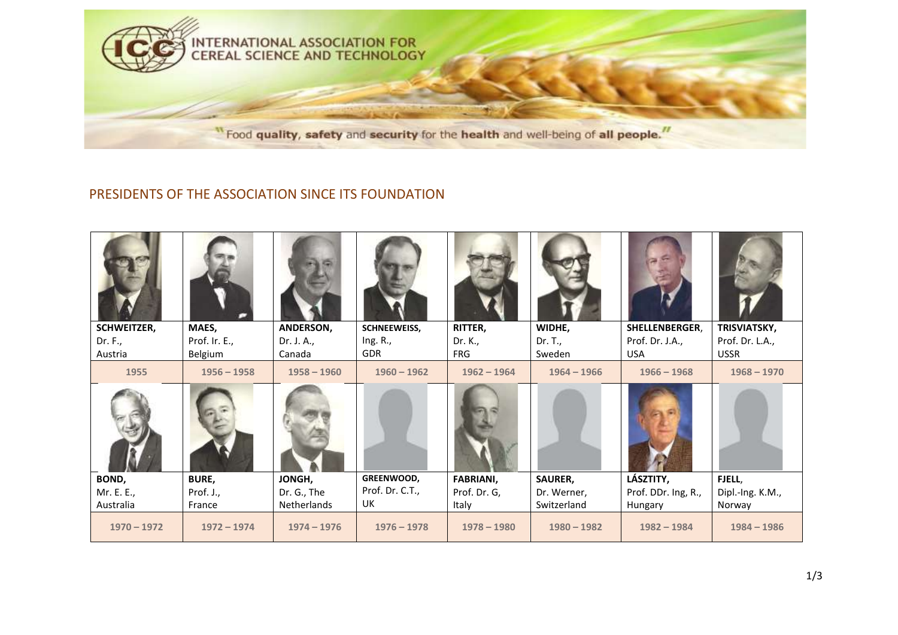INTERNATIONAL ASSOCIATION FOR CEREAL SCIENCE AND TECHNOLOGY

"Food **quality**, **safety** and **security** for the **health** and well-being of **all people**."

## PRESIDENTS OF THE ASSOCIATION SINCE ITS FOUNDATION

| **SCHWEITZER,** Dr. F., Austria | **MAES,** Prof. Ir. E., Belgium | **ANDERSON,** Dr. J. A., Canada | **SCHNEEWEISS,** Ing. R., GDR | **RITTER,** Dr. K., FRG | **WIDHE,** Dr. T., Sweden | **SHELLENBERGER**, Prof. Dr. J.A., USA | **TRISVIATSKY,** Prof. Dr. L.A., USSR |
|---|---|---|---|---|---|---|---|
| 1955 | 1956 – 1958 | 1958 – 1960 | 1960 – 1962 | 1962 – 1964 | 1964 – 1966 | 1966 – 1968 | 1968 – 1970 |
| **BOND,** Mr. E. E., Australia | **BURE,** Prof. J., France | **JONGH,** Dr. G., The Netherlands | **GREENWOOD,** Prof. Dr. C.T., UK | **FABRIANI,** Prof. Dr. G, Italy | **SAURER,** Dr. Werner, Switzerland | **LÁSZTITY,** Prof. DDr. Ing, R., Hungary | **FJELL**, Dipl.-Ing. K.M., Norway |
| 1970 – 1972 | 1972 – 1974 | 1974 – 1976 | 1976 – 1978 | 1978 – 1980 | 1980 – 1982 | 1982 – 1984 | 1984 – 1986 |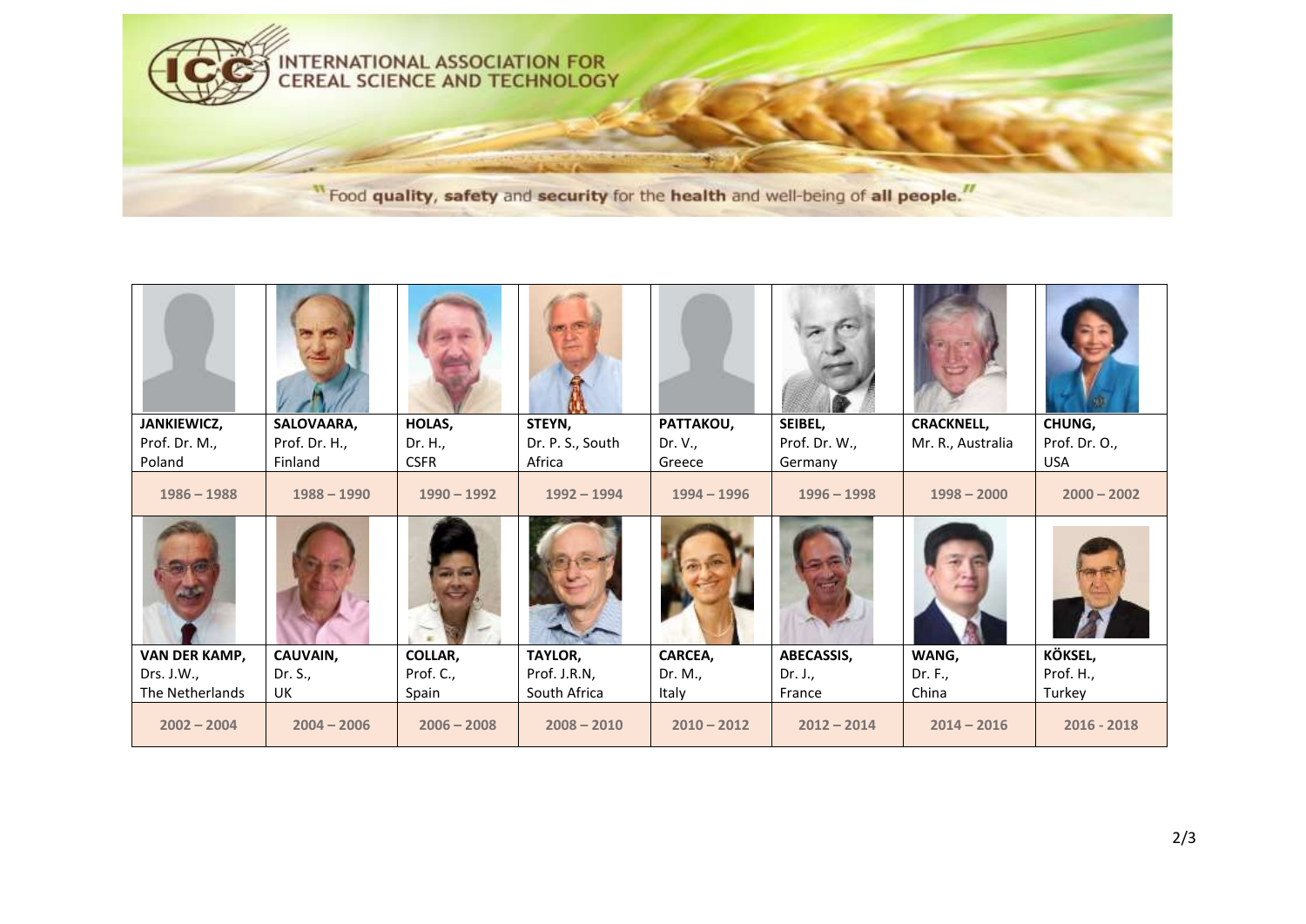INTERNATIONAL ASSOCIATION FOR CEREAL SCIENCE AND TECHNOLOGY

"Food **quality**, **safety** and **security** for the **health** and well-being of **all people**."

| **JANKIEWICZ,** Prof. Dr. M., Poland | **SALOVAARA,** Prof. Dr. H., Finland | **HOLAS,** Dr. H., CSFR | **STEYN,** Dr. P. S., South Africa | **PATTAKOU,** Dr. V., Greece | **SEIBEL,** Prof. Dr. W., Germany | **CRACKNELL,** Mr. R., Australia | **CHUNG,** Prof. Dr. O., USA |
|---|---|---|---|---|---|---|---|
| 1986 – 1988 | 1988 – 1990 | 1990 – 1992 | 1992 – 1994 | 1994 – 1996 | 1996 – 1998 | 1998 – 2000 | 2000 – 2002 |
| **VAN DER KAMP,** Drs. J.W., The Netherlands | **CAUVAIN,** Dr. S., UK | **COLLAR,** Prof. C., Spain | **TAYLOR,** Prof. J.R.N, South Africa | **CARCEA,** Dr. M., Italy | **ABECASSIS,** Dr. J., France | **WANG,** Dr. F., China | **KÖKSEL,** Prof. H., Turkey |
| 2002 – 2004 | 2004 – 2006 | 2006 – 2008 | 2008 – 2010 | 2010 – 2012 | 2012 – 2014 | 2014 – 2016 | 2016 - 2018 |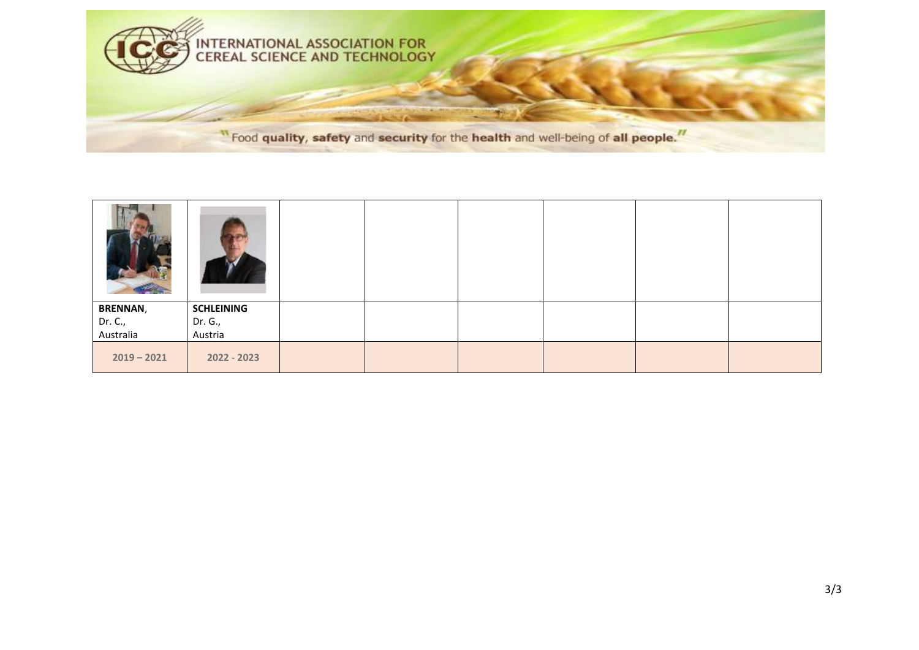| | | | | | | | |
|---|---|---|---|---|---|---|---|
| | | | | | | | |
| **BRENNAN**,<br>Dr. C.,<br>Australia | **SCHLEINING**<br>Dr. G.,<br>Austria | | | | | | |
| 2019 – 2021 | 2022 - 2023 | | | | | | |